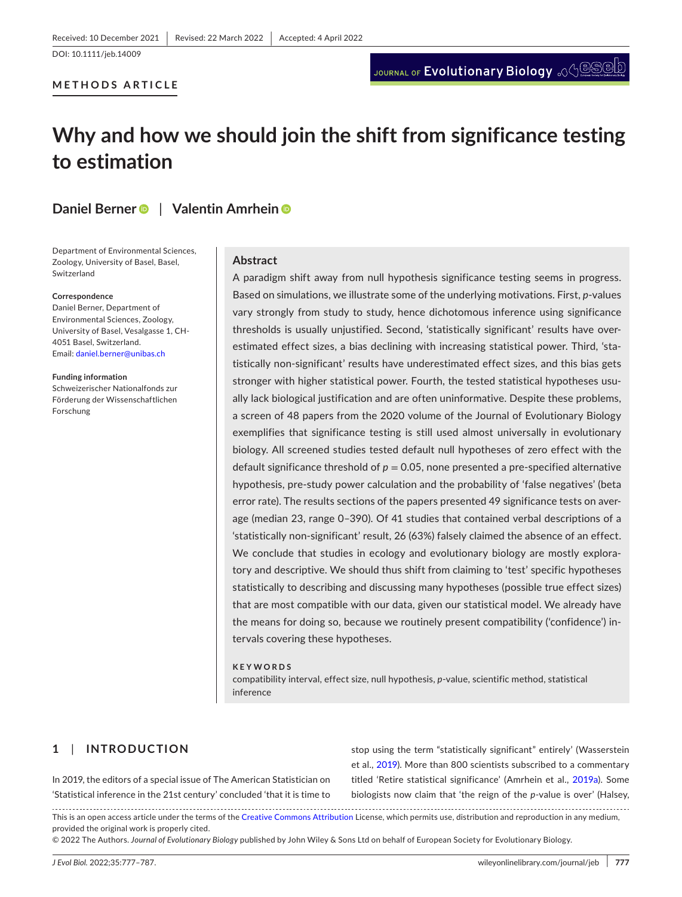Received: 10 December 2021 | Revised: 22 March 2022 | Accepted: 4 April 2022

DOI: 10.1111/jeb.14009

**METHODS ARTICLE**

# Why and how we should join the shift from significance testing to estimation

**Daniel Berner** | **Valentin Amrhein**

Department of Environmental Sciences, Zoology, University of Basel, Basel, Switzerland

**Correspondence**
Daniel Berner, Department of Environmental Sciences, Zoology, University of Basel, Vesalgasse 1, CH-4051 Basel, Switzerland.
Email: daniel.berner@unibas.ch

**Funding information**
Schweizerischer Nationalfonds zur Förderung der Wissenschaftlichen Forschung

## Abstract

A paradigm shift away from null hypothesis significance testing seems in progress. Based on simulations, we illustrate some of the underlying motivations. First, *p*-values vary strongly from study to study, hence dichotomous inference using significance thresholds is usually unjustified. Second, 'statistically significant' results have overestimated effect sizes, a bias declining with increasing statistical power. Third, 'statistically non-significant' results have underestimated effect sizes, and this bias gets stronger with higher statistical power. Fourth, the tested statistical hypotheses usually lack biological justification and are often uninformative. Despite these problems, a screen of 48 papers from the 2020 volume of the Journal of Evolutionary Biology exemplifies that significance testing is still used almost universally in evolutionary biology. All screened studies tested default null hypotheses of zero effect with the default significance threshold of $p = 0.05$, none presented a pre-specified alternative hypothesis, pre-study power calculation and the probability of 'false negatives' (beta error rate). The results sections of the papers presented 49 significance tests on average (median 23, range 0–390). Of 41 studies that contained verbal descriptions of a 'statistically non-significant' result, 26 (63%) falsely claimed the absence of an effect. We conclude that studies in ecology and evolutionary biology are mostly exploratory and descriptive. We should thus shift from claiming to 'test' specific hypotheses statistically to describing and discussing many hypotheses (possible true effect sizes) that are most compatible with our data, given our statistical model. We already have the means for doing so, because we routinely present compatibility ('confidence') intervals covering these hypotheses.

**KEYWORDS**

compatibility interval, effect size, null hypothesis, *p*-value, scientific method, statistical inference

## 1 | INTRODUCTION

In 2019, the editors of a special issue of The American Statistician on 'Statistical inference in the 21st century' concluded 'that it is time to stop using the term "statistically significant" entirely' (Wasserstein et al., 2019). More than 800 scientists subscribed to a commentary titled 'Retire statistical significance' (Amrhein et al., 2019a). Some biologists now claim that 'the reign of the *p*-value is over' (Halsey,

This is an open access article under the terms of the Creative Commons Attribution License, which permits use, distribution and reproduction in any medium, provided the original work is properly cited.
© 2022 The Authors. *Journal of Evolutionary Biology* published by John Wiley & Sons Ltd on behalf of European Society for Evolutionary Biology.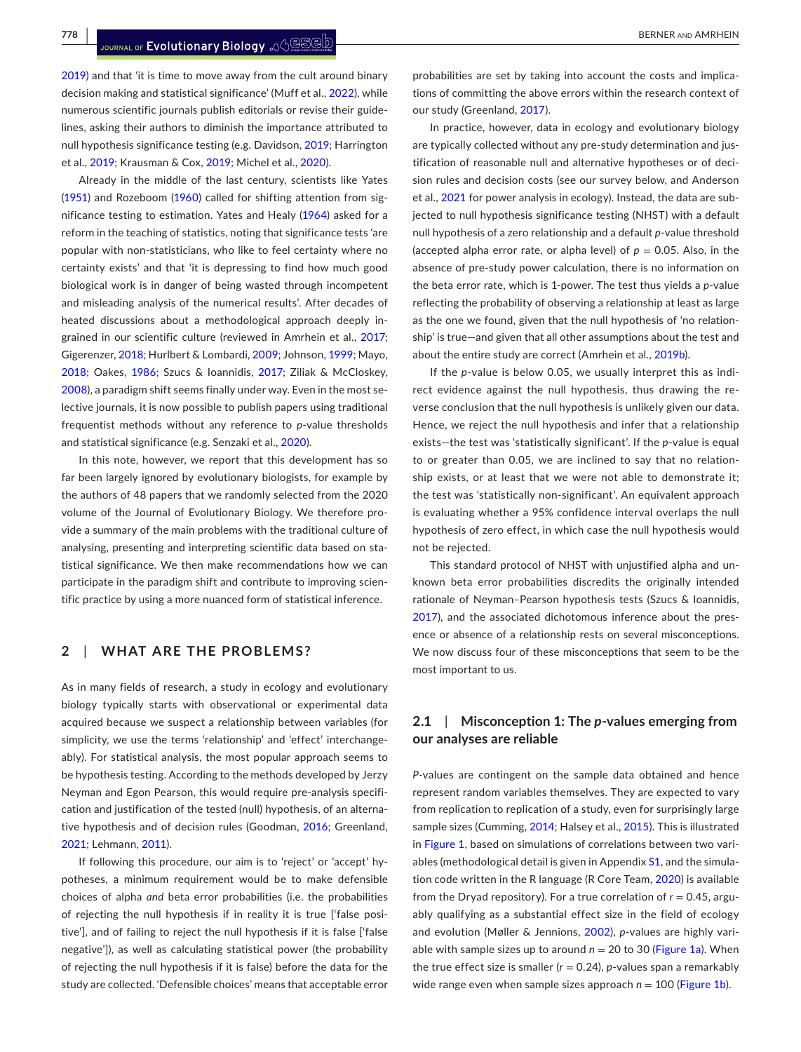2019) and that 'it is time to move away from the cult around binary decision making and statistical significance' (Muff et al., 2022), while numerous scientific journals publish editorials or revise their guidelines, asking their authors to diminish the importance attributed to null hypothesis significance testing (e.g. Davidson, 2019; Harrington et al., 2019; Krausman & Cox, 2019; Michel et al., 2020).

Already in the middle of the last century, scientists like Yates (1951) and Rozeboom (1960) called for shifting attention from significance testing to estimation. Yates and Healy (1964) asked for a reform in the teaching of statistics, noting that significance tests 'are popular with non-statisticians, who like to feel certainty where no certainty exists' and that 'it is depressing to find how much good biological work is in danger of being wasted through incompetent and misleading analysis of the numerical results'. After decades of heated discussions about a methodological approach deeply ingrained in our scientific culture (reviewed in Amrhein et al., 2017; Gigerenzer, 2018; Hurlbert & Lombardi, 2009; Johnson, 1999; Mayo, 2018; Oakes, 1986; Szucs & Ioannidis, 2017; Ziliak & McCloskey, 2008), a paradigm shift seems finally under way. Even in the most selective journals, it is now possible to publish papers using traditional frequentist methods without any reference to *p*-value thresholds and statistical significance (e.g. Senzaki et al., 2020).

In this note, however, we report that this development has so far been largely ignored by evolutionary biologists, for example by the authors of 48 papers that we randomly selected from the 2020 volume of the Journal of Evolutionary Biology. We therefore provide a summary of the main problems with the traditional culture of analysing, presenting and interpreting scientific data based on statistical significance. We then make recommendations how we can participate in the paradigm shift and contribute to improving scientific practice by using a more nuanced form of statistical inference.

## 2 | WHAT ARE THE PROBLEMS?

As in many fields of research, a study in ecology and evolutionary biology typically starts with observational or experimental data acquired because we suspect a relationship between variables (for simplicity, we use the terms 'relationship' and 'effect' interchangeably). For statistical analysis, the most popular approach seems to be hypothesis testing. According to the methods developed by Jerzy Neyman and Egon Pearson, this would require pre-analysis specification and justification of the tested (null) hypothesis, of an alternative hypothesis and of decision rules (Goodman, 2016; Greenland, 2021; Lehmann, 2011).

If following this procedure, our aim is to 'reject' or 'accept' hypotheses, a minimum requirement would be to make defensible choices of alpha *and* beta error probabilities (i.e. the probabilities of rejecting the null hypothesis if in reality it is true ['false positive'], and of failing to reject the null hypothesis if it is false ['false negative']), as well as calculating statistical power (the probability of rejecting the null hypothesis if it is false) before the data for the study are collected. 'Defensible choices' means that acceptable error probabilities are set by taking into account the costs and implications of committing the above errors within the research context of our study (Greenland, 2017).

In practice, however, data in ecology and evolutionary biology are typically collected without any pre-study determination and justification of reasonable null and alternative hypotheses or of decision rules and decision costs (see our survey below, and Anderson et al., 2021 for power analysis in ecology). Instead, the data are subjected to null hypothesis significance testing (NHST) with a default null hypothesis of a zero relationship and a default *p*-value threshold (accepted alpha error rate, or alpha level) of $p = 0.05$. Also, in the absence of pre-study power calculation, there is no information on the beta error rate, which is 1-power. The test thus yields a *p*-value reflecting the probability of observing a relationship at least as large as the one we found, given that the null hypothesis of 'no relationship' is true—and given that all other assumptions about the test and about the entire study are correct (Amrhein et al., 2019b).

If the *p*-value is below 0.05, we usually interpret this as indirect evidence against the null hypothesis, thus drawing the reverse conclusion that the null hypothesis is unlikely given our data. Hence, we reject the null hypothesis and infer that a relationship exists—the test was 'statistically significant'. If the *p*-value is equal to or greater than 0.05, we are inclined to say that no relationship exists, or at least that we were not able to demonstrate it; the test was 'statistically non-significant'. An equivalent approach is evaluating whether a 95% confidence interval overlaps the null hypothesis of zero effect, in which case the null hypothesis would not be rejected.

This standard protocol of NHST with unjustified alpha and unknown beta error probabilities discredits the originally intended rationale of Neyman–Pearson hypothesis tests (Szucs & Ioannidis, 2017), and the associated dichotomous inference about the presence or absence of a relationship rests on several misconceptions. We now discuss four of these misconceptions that seem to be the most important to us.

### 2.1 | Misconception 1: The *p*-values emerging from our analyses are reliable

*P*-values are contingent on the sample data obtained and hence represent random variables themselves. They are expected to vary from replication to replication of a study, even for surprisingly large sample sizes (Cumming, 2014; Halsey et al., 2015). This is illustrated in Figure 1, based on simulations of correlations between two variables (methodological detail is given in Appendix S1, and the simulation code written in the R language (R Core Team, 2020) is available from the Dryad repository). For a true correlation of $r = 0.45$, arguably qualifying as a substantial effect size in the field of ecology and evolution (Møller & Jennions, 2002), *p*-values are highly variable with sample sizes up to around $n = 20$ to 30 (Figure 1a). When the true effect size is smaller ($r = 0.24$), *p*-values span a remarkably wide range even when sample sizes approach $n = 100$ (Figure 1b).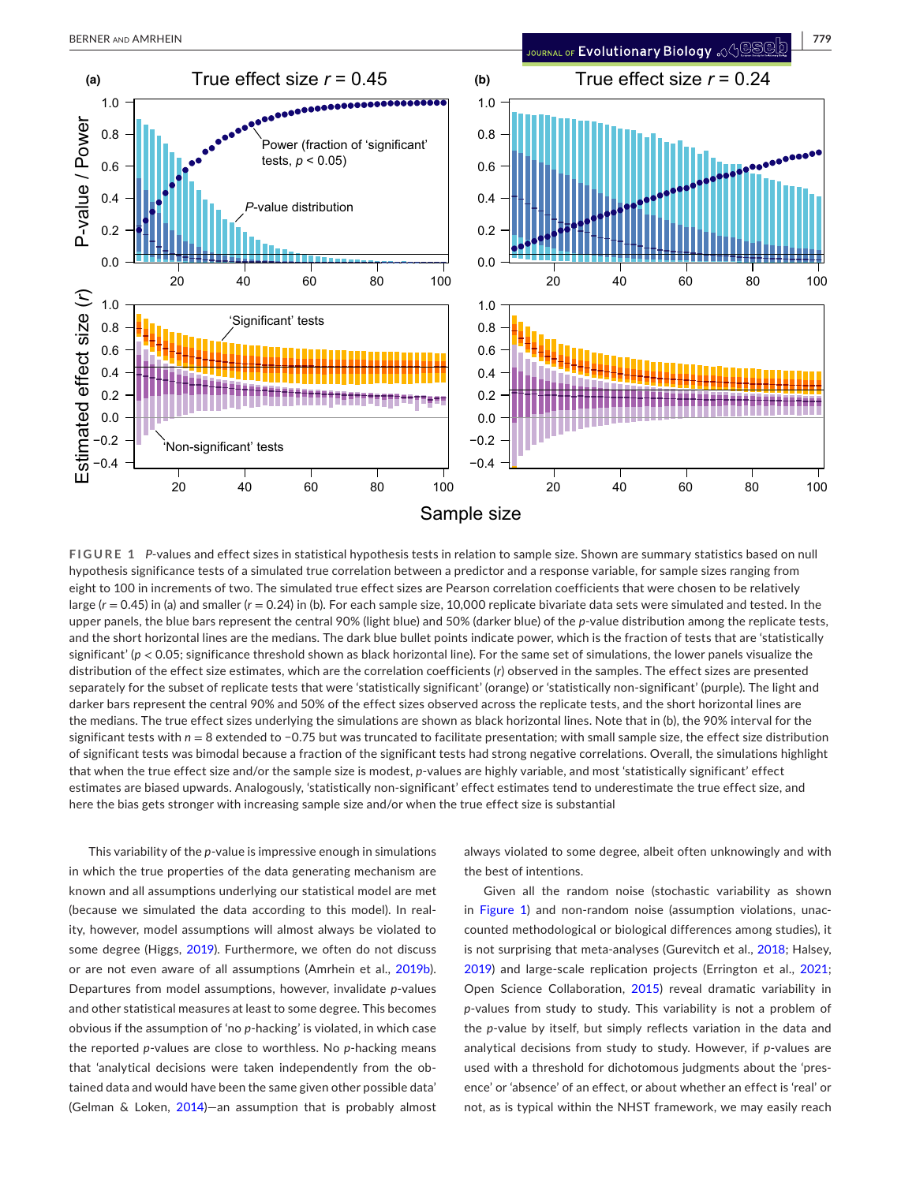**FIGURE 1** *P*-values and effect sizes in statistical hypothesis tests in relation to sample size. Shown are summary statistics based on null hypothesis significance tests of a simulated true correlation between a predictor and a response variable, for sample sizes ranging from eight to 100 in increments of two. The simulated true effect sizes are Pearson correlation coefficients that were chosen to be relatively large ($r = 0.45$) in (a) and smaller ($r = 0.24$) in (b). For each sample size, 10,000 replicate bivariate data sets were simulated and tested. In the upper panels, the blue bars represent the central 90% (light blue) and 50% (darker blue) of the *p*-value distribution among the replicate tests, and the short horizontal lines are the medians. The dark blue bullet points indicate power, which is the fraction of tests that are 'statistically significant' ($p < 0.05$; significance threshold shown as black horizontal line). For the same set of simulations, the lower panels visualize the distribution of the effect size estimates, which are the correlation coefficients ($r$) observed in the samples. The effect sizes are presented separately for the subset of replicate tests that were 'statistically significant' (orange) or 'statistically non-significant' (purple). The light and darker bars represent the central 90% and 50% of the effect sizes observed across the replicate tests, and the short horizontal lines are the medians. The true effect sizes underlying the simulations are shown as black horizontal lines. Note that in (b), the 90% interval for the significant tests with $n = 8$ extended to −0.75 but was truncated to facilitate presentation; with small sample size, the effect size distribution of significant tests was bimodal because a fraction of the significant tests had strong negative correlations. Overall, the simulations highlight that when the true effect size and/or the sample size is modest, *p*-values are highly variable, and most 'statistically significant' effect estimates are biased upwards. Analogously, 'statistically non-significant' effect estimates tend to underestimate the true effect size, and here the bias gets stronger with increasing sample size and/or when the true effect size is substantial

This variability of the *p*-value is impressive enough in simulations in which the true properties of the data generating mechanism are known and all assumptions underlying our statistical model are met (because we simulated the data according to this model). In reality, however, model assumptions will almost always be violated to some degree (Higgs, 2019). Furthermore, we often do not discuss or are not even aware of all assumptions (Amrhein et al., 2019b). Departures from model assumptions, however, invalidate *p*-values and other statistical measures at least to some degree. This becomes obvious if the assumption of 'no *p*-hacking' is violated, in which case the reported *p*-values are close to worthless. No *p*-hacking means that 'analytical decisions were taken independently from the obtained data and would have been the same given other possible data' (Gelman & Loken, 2014)—an assumption that is probably almost always violated to some degree, albeit often unknowingly and with the best of intentions.

Given all the random noise (stochastic variability as shown in Figure 1) and non-random noise (assumption violations, unaccounted methodological or biological differences among studies), it is not surprising that meta-analyses (Gurevitch et al., 2018; Halsey, 2019) and large-scale replication projects (Errington et al., 2021; Open Science Collaboration, 2015) reveal dramatic variability in *p*-values from study to study. This variability is not a problem of the *p*-value by itself, but simply reflects variation in the data and analytical decisions from study to study. However, if *p*-values are used with a threshold for dichotomous judgments about the 'presence' or 'absence' of an effect, or about whether an effect is 'real' or not, as is typical within the NHST framework, we may easily reach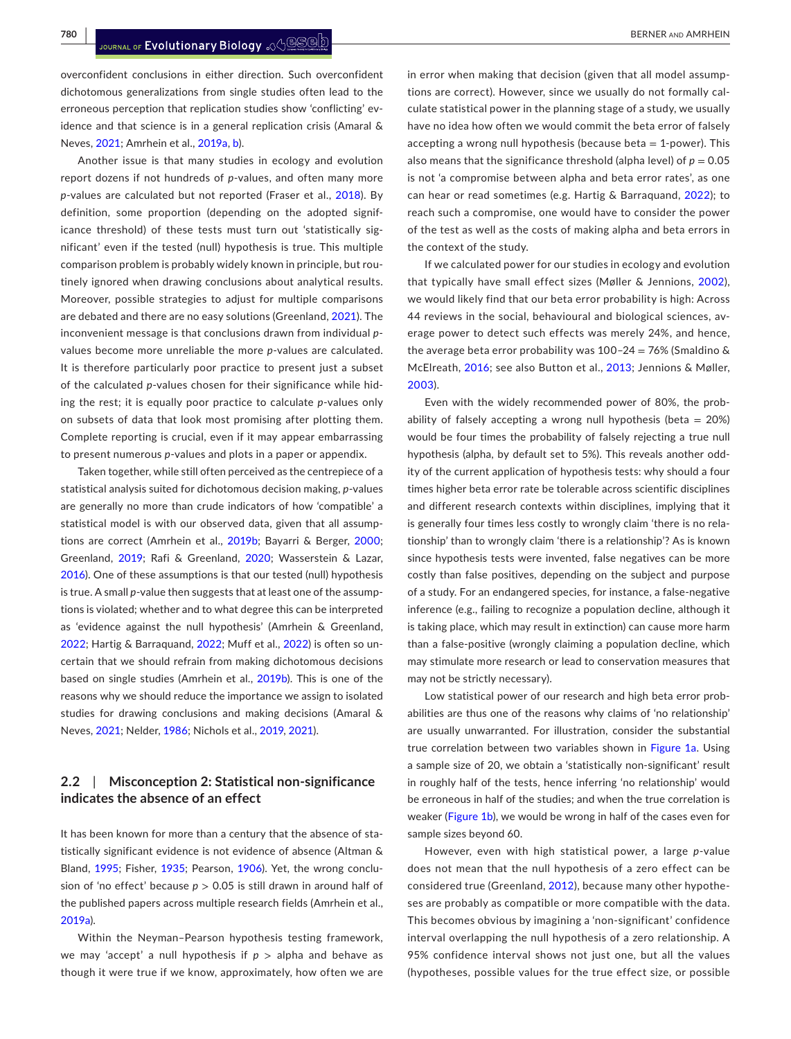overconfident conclusions in either direction. Such overconfident dichotomous generalizations from single studies often lead to the erroneous perception that replication studies show 'conflicting' evidence and that science is in a general replication crisis (Amaral & Neves, 2021; Amrhein et al., 2019a, b).

Another issue is that many studies in ecology and evolution report dozens if not hundreds of *p*-values, and often many more *p*-values are calculated but not reported (Fraser et al., 2018). By definition, some proportion (depending on the adopted significance threshold) of these tests must turn out 'statistically significant' even if the tested (null) hypothesis is true. This multiple comparison problem is probably widely known in principle, but routinely ignored when drawing conclusions about analytical results. Moreover, possible strategies to adjust for multiple comparisons are debated and there are no easy solutions (Greenland, 2021). The inconvenient message is that conclusions drawn from individual *p*-values become more unreliable the more *p*-values are calculated. It is therefore particularly poor practice to present just a subset of the calculated *p*-values chosen for their significance while hiding the rest; it is equally poor practice to calculate *p*-values only on subsets of data that look most promising after plotting them. Complete reporting is crucial, even if it may appear embarrassing to present numerous *p*-values and plots in a paper or appendix.

Taken together, while still often perceived as the centrepiece of a statistical analysis suited for dichotomous decision making, *p*-values are generally no more than crude indicators of how 'compatible' a statistical model is with our observed data, given that all assumptions are correct (Amrhein et al., 2019b; Bayarri & Berger, 2000; Greenland, 2019; Rafi & Greenland, 2020; Wasserstein & Lazar, 2016). One of these assumptions is that our tested (null) hypothesis is true. A small *p*-value then suggests that at least one of the assumptions is violated; whether and to what degree this can be interpreted as 'evidence against the null hypothesis' (Amrhein & Greenland, 2022; Hartig & Barraquand, 2022; Muff et al., 2022) is often so uncertain that we should refrain from making dichotomous decisions based on single studies (Amrhein et al., 2019b). This is one of the reasons why we should reduce the importance we assign to isolated studies for drawing conclusions and making decisions (Amaral & Neves, 2021; Nelder, 1986; Nichols et al., 2019, 2021).

### 2.2 | Misconception 2: Statistical non-significance indicates the absence of an effect

It has been known for more than a century that the absence of statistically significant evidence is not evidence of absence (Altman & Bland, 1995; Fisher, 1935; Pearson, 1906). Yet, the wrong conclusion of 'no effect' because $p > 0.05$ is still drawn in around half of the published papers across multiple research fields (Amrhein et al., 2019a).

Within the Neyman–Pearson hypothesis testing framework, we may 'accept' a null hypothesis if $p >$ alpha and behave as though it were true if we know, approximately, how often we are in error when making that decision (given that all model assumptions are correct). However, since we usually do not formally calculate statistical power in the planning stage of a study, we usually have no idea how often we would commit the beta error of falsely accepting a wrong null hypothesis (because beta = 1-power). This also means that the significance threshold (alpha level) of $p = 0.05$ is not 'a compromise between alpha and beta error rates', as one can hear or read sometimes (e.g. Hartig & Barraquand, 2022); to reach such a compromise, one would have to consider the power of the test as well as the costs of making alpha and beta errors in the context of the study.

If we calculated power for our studies in ecology and evolution that typically have small effect sizes (Møller & Jennions, 2002), we would likely find that our beta error probability is high: Across 44 reviews in the social, behavioural and biological sciences, average power to detect such effects was merely 24%, and hence, the average beta error probability was 100–24 = 76% (Smaldino & McElreath, 2016; see also Button et al., 2013; Jennions & Møller, 2003).

Even with the widely recommended power of 80%, the probability of falsely accepting a wrong null hypothesis (beta = 20%) would be four times the probability of falsely rejecting a true null hypothesis (alpha, by default set to 5%). This reveals another oddity of the current application of hypothesis tests: why should a four times higher beta error rate be tolerable across scientific disciplines and different research contexts within disciplines, implying that it is generally four times less costly to wrongly claim 'there is no relationship' than to wrongly claim 'there is a relationship'? As is known since hypothesis tests were invented, false negatives can be more costly than false positives, depending on the subject and purpose of a study. For an endangered species, for instance, a false-negative inference (e.g., failing to recognize a population decline, although it is taking place, which may result in extinction) can cause more harm than a false-positive (wrongly claiming a population decline, which may stimulate more research or lead to conservation measures that may not be strictly necessary).

Low statistical power of our research and high beta error probabilities are thus one of the reasons why claims of 'no relationship' are usually unwarranted. For illustration, consider the substantial true correlation between two variables shown in Figure 1a. Using a sample size of 20, we obtain a 'statistically non-significant' result in roughly half of the tests, hence inferring 'no relationship' would be erroneous in half of the studies; and when the true correlation is weaker (Figure 1b), we would be wrong in half of the cases even for sample sizes beyond 60.

However, even with high statistical power, a large *p*-value does not mean that the null hypothesis of a zero effect can be considered true (Greenland, 2012), because many other hypotheses are probably as compatible or more compatible with the data. This becomes obvious by imagining a 'non-significant' confidence interval overlapping the null hypothesis of a zero relationship. A 95% confidence interval shows not just one, but all the values (hypotheses, possible values for the true effect size, or possible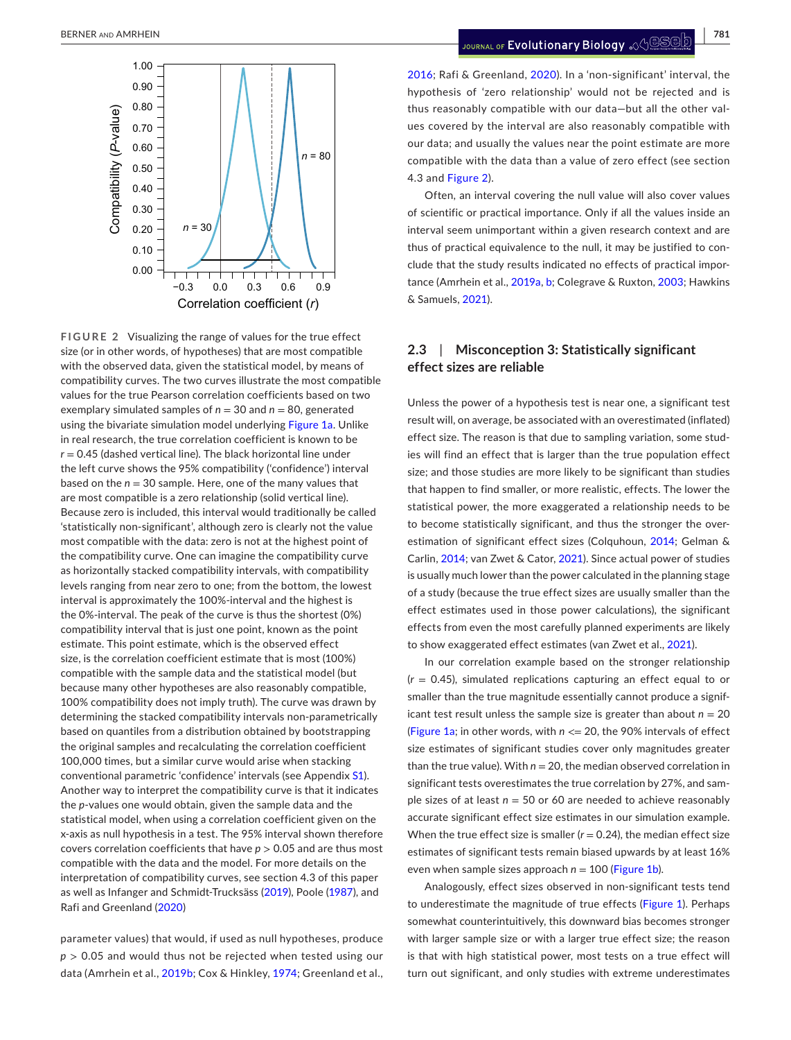**FIGURE 2** Visualizing the range of values for the true effect size (or in other words, of hypotheses) that are most compatible with the observed data, given the statistical model, by means of compatibility curves. The two curves illustrate the most compatible values for the true Pearson correlation coefficients based on two exemplary simulated samples of $n = 30$ and $n = 80$, generated using the bivariate simulation model underlying Figure 1a. Unlike in real research, the true correlation coefficient is known to be $r = 0.45$ (dashed vertical line). The black horizontal line under the left curve shows the 95% compatibility ('confidence') interval based on the $n = 30$ sample. Here, one of the many values that are most compatible is a zero relationship (solid vertical line). Because zero is included, this interval would traditionally be called 'statistically non-significant', although zero is clearly not the value most compatible with the data: zero is not at the highest point of the compatibility curve. One can imagine the compatibility curve as horizontally stacked compatibility intervals, with compatibility levels ranging from near zero to one; from the bottom, the lowest interval is approximately the 100%-interval and the highest is the 0%-interval. The peak of the curve is thus the shortest (0%) compatibility interval that is just one point, known as the point estimate. This point estimate, which is the observed effect size, is the correlation coefficient estimate that is most (100%) compatible with the sample data and the statistical model (but because many other hypotheses are also reasonably compatible, 100% compatibility does not imply truth). The curve was drawn by determining the stacked compatibility intervals non-parametrically based on quantiles from a distribution obtained by bootstrapping the original samples and recalculating the correlation coefficient 100,000 times, but a similar curve would arise when stacking conventional parametric 'confidence' intervals (see Appendix S1). Another way to interpret the compatibility curve is that it indicates the $p$-values one would obtain, given the sample data and the statistical model, when using a correlation coefficient given on the x-axis as null hypothesis in a test. The 95% interval shown therefore covers correlation coefficients that have $p > 0.05$ and are thus most compatible with the data and the model. For more details on the interpretation of compatibility curves, see section 4.3 of this paper as well as Infanger and Schmidt-Trucksäss (2019), Poole (1987), and Rafi and Greenland (2020)

parameter values) that would, if used as null hypotheses, produce $p > 0.05$ and would thus not be rejected when tested using our data (Amrhein et al., 2019b; Cox & Hinkley, 1974; Greenland et al., 2016; Rafi & Greenland, 2020). In a 'non-significant' interval, the hypothesis of 'zero relationship' would not be rejected and is thus reasonably compatible with our data—but all the other values covered by the interval are also reasonably compatible with our data; and usually the values near the point estimate are more compatible with the data than a value of zero effect (see section 4.3 and Figure 2).

Often, an interval covering the null value will also cover values of scientific or practical importance. Only if all the values inside an interval seem unimportant within a given research context and are thus of practical equivalence to the null, it may be justified to conclude that the study results indicated no effects of practical importance (Amrhein et al., 2019a, b; Colegrave & Ruxton, 2003; Hawkins & Samuels, 2021).

## 2.3 | Misconception 3: Statistically significant effect sizes are reliable

Unless the power of a hypothesis test is near one, a significant test result will, on average, be associated with an overestimated (inflated) effect size. The reason is that due to sampling variation, some studies will find an effect that is larger than the true population effect size; and those studies are more likely to be significant than studies that happen to find smaller, or more realistic, effects. The lower the statistical power, the more exaggerated a relationship needs to be to become statistically significant, and thus the stronger the overestimation of significant effect sizes (Colquhoun, 2014; Gelman & Carlin, 2014; van Zwet & Cator, 2021). Since actual power of studies is usually much lower than the power calculated in the planning stage of a study (because the true effect sizes are usually smaller than the effect estimates used in those power calculations), the significant effects from even the most carefully planned experiments are likely to show exaggerated effect estimates (van Zwet et al., 2021).

In our correlation example based on the stronger relationship ($r = 0.45$), simulated replications capturing an effect equal to or smaller than the true magnitude essentially cannot produce a significant test result unless the sample size is greater than about $n = 20$ (Figure 1a; in other words, with $n <= 20$, the 90% intervals of effect size estimates of significant studies cover only magnitudes greater than the true value). With $n = 20$, the median observed correlation in significant tests overestimates the true correlation by 27%, and sample sizes of at least $n = 50$ or 60 are needed to achieve reasonably accurate significant effect size estimates in our simulation example. When the true effect size is smaller ($r = 0.24$), the median effect size estimates of significant tests remain biased upwards by at least 16% even when sample sizes approach $n = 100$ (Figure 1b).

Analogously, effect sizes observed in non-significant tests tend to underestimate the magnitude of true effects (Figure 1). Perhaps somewhat counterintuitively, this downward bias becomes stronger with larger sample size or with a larger true effect size; the reason is that with high statistical power, most tests on a true effect will turn out significant, and only studies with extreme underestimates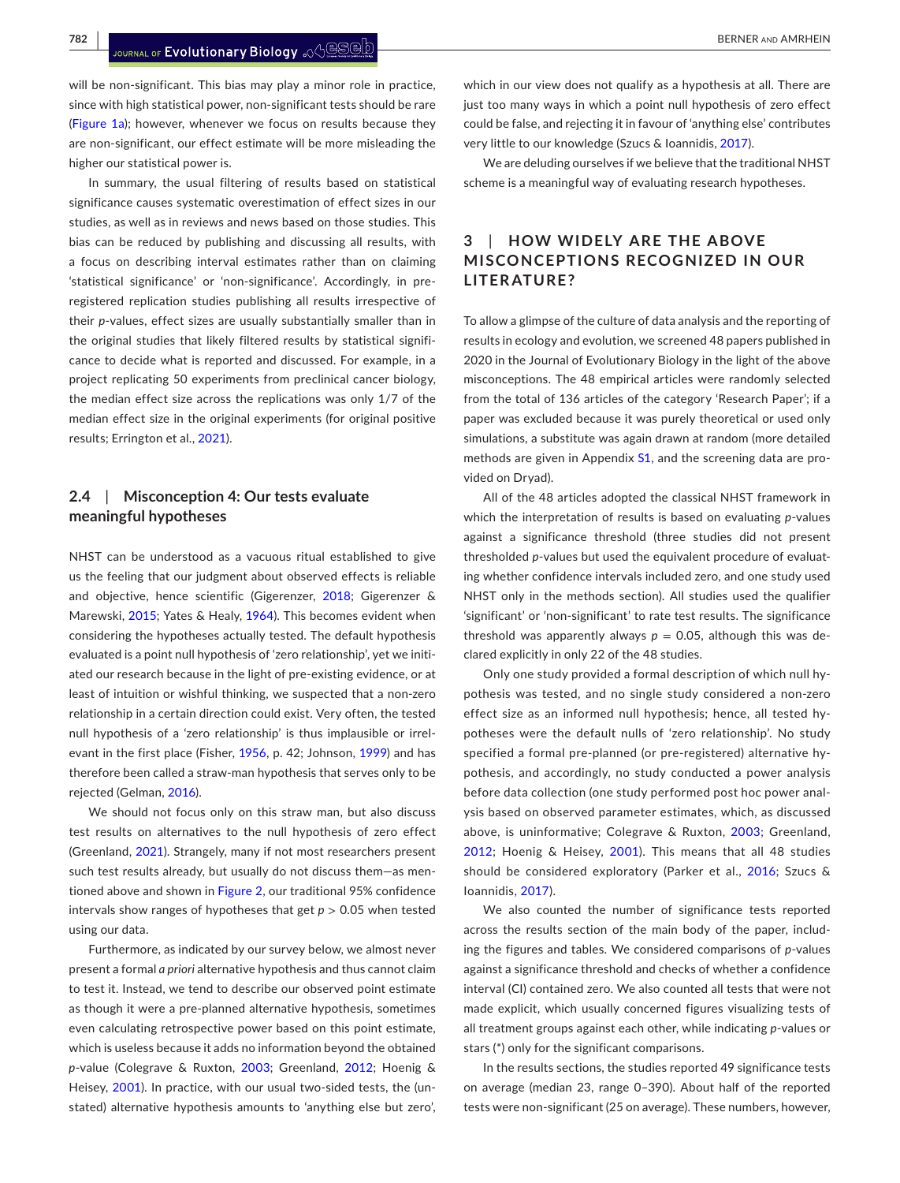will be non-significant. This bias may play a minor role in practice, since with high statistical power, non-significant tests should be rare (Figure 1a); however, whenever we focus on results because they are non-significant, our effect estimate will be more misleading the higher our statistical power is.

In summary, the usual filtering of results based on statistical significance causes systematic overestimation of effect sizes in our studies, as well as in reviews and news based on those studies. This bias can be reduced by publishing and discussing all results, with a focus on describing interval estimates rather than on claiming 'statistical significance' or 'non-significance'. Accordingly, in pre-registered replication studies publishing all results irrespective of their *p*-values, effect sizes are usually substantially smaller than in the original studies that likely filtered results by statistical significance to decide what is reported and discussed. For example, in a project replicating 50 experiments from preclinical cancer biology, the median effect size across the replications was only 1/7 of the median effect size in the original experiments (for original positive results; Errington et al., 2021).

### 2.4 | Misconception 4: Our tests evaluate meaningful hypotheses

NHST can be understood as a vacuous ritual established to give us the feeling that our judgment about observed effects is reliable and objective, hence scientific (Gigerenzer, 2018; Gigerenzer & Marewski, 2015; Yates & Healy, 1964). This becomes evident when considering the hypotheses actually tested. The default hypothesis evaluated is a point null hypothesis of 'zero relationship', yet we initiated our research because in the light of pre-existing evidence, or at least of intuition or wishful thinking, we suspected that a non-zero relationship in a certain direction could exist. Very often, the tested null hypothesis of a 'zero relationship' is thus implausible or irrelevant in the first place (Fisher, 1956, p. 42; Johnson, 1999) and has therefore been called a straw-man hypothesis that serves only to be rejected (Gelman, 2016).

We should not focus only on this straw man, but also discuss test results on alternatives to the null hypothesis of zero effect (Greenland, 2021). Strangely, many if not most researchers present such test results already, but usually do not discuss them—as mentioned above and shown in Figure 2, our traditional 95% confidence intervals show ranges of hypotheses that get $p > 0.05$ when tested using our data.

Furthermore, as indicated by our survey below, we almost never present a formal *a priori* alternative hypothesis and thus cannot claim to test it. Instead, we tend to describe our observed point estimate as though it were a pre-planned alternative hypothesis, sometimes even calculating retrospective power based on this point estimate, which is useless because it adds no information beyond the obtained *p*-value (Colegrave & Ruxton, 2003; Greenland, 2012; Hoenig & Heisey, 2001). In practice, with our usual two-sided tests, the (unstated) alternative hypothesis amounts to 'anything else but zero', which in our view does not qualify as a hypothesis at all. There are just too many ways in which a point null hypothesis of zero effect could be false, and rejecting it in favour of 'anything else' contributes very little to our knowledge (Szucs & Ioannidis, 2017).

We are deluding ourselves if we believe that the traditional NHST scheme is a meaningful way of evaluating research hypotheses.

## 3 | HOW WIDELY ARE THE ABOVE MISCONCEPTIONS RECOGNIZED IN OUR LITERATURE?

To allow a glimpse of the culture of data analysis and the reporting of results in ecology and evolution, we screened 48 papers published in 2020 in the Journal of Evolutionary Biology in the light of the above misconceptions. The 48 empirical articles were randomly selected from the total of 136 articles of the category 'Research Paper'; if a paper was excluded because it was purely theoretical or used only simulations, a substitute was again drawn at random (more detailed methods are given in Appendix S1, and the screening data are provided on Dryad).

All of the 48 articles adopted the classical NHST framework in which the interpretation of results is based on evaluating *p*-values against a significance threshold (three studies did not present thresholded *p*-values but used the equivalent procedure of evaluating whether confidence intervals included zero, and one study used NHST only in the methods section). All studies used the qualifier 'significant' or 'non-significant' to rate test results. The significance threshold was apparently always $p = 0.05$, although this was declared explicitly in only 22 of the 48 studies.

Only one study provided a formal description of which null hypothesis was tested, and no single study considered a non-zero effect size as an informed null hypothesis; hence, all tested hypotheses were the default nulls of 'zero relationship'. No study specified a formal pre-planned (or pre-registered) alternative hypothesis, and accordingly, no study conducted a power analysis before data collection (one study performed post hoc power analysis based on observed parameter estimates, which, as discussed above, is uninformative; Colegrave & Ruxton, 2003; Greenland, 2012; Hoenig & Heisey, 2001). This means that all 48 studies should be considered exploratory (Parker et al., 2016; Szucs & Ioannidis, 2017).

We also counted the number of significance tests reported across the results section of the main body of the paper, including the figures and tables. We considered comparisons of *p*-values against a significance threshold and checks of whether a confidence interval (CI) contained zero. We also counted all tests that were not made explicit, which usually concerned figures visualizing tests of all treatment groups against each other, while indicating *p*-values or stars (*) only for the significant comparisons.

In the results sections, the studies reported 49 significance tests on average (median 23, range 0–390). About half of the reported tests were non-significant (25 on average). These numbers, however,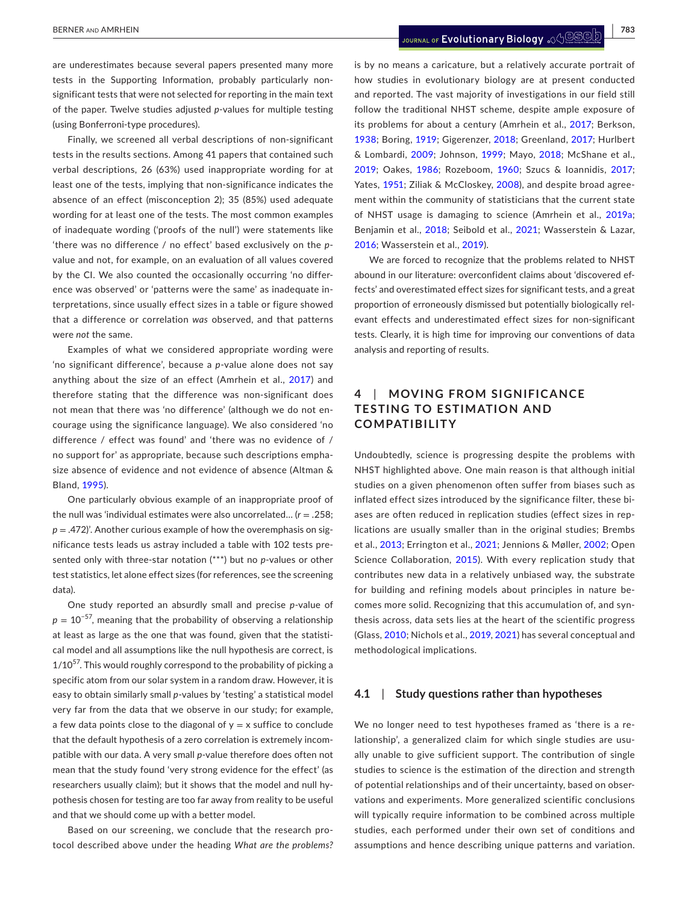are underestimates because several papers presented many more tests in the Supporting Information, probably particularly non-significant tests that were not selected for reporting in the main text of the paper. Twelve studies adjusted *p*-values for multiple testing (using Bonferroni-type procedures).

Finally, we screened all verbal descriptions of non-significant tests in the results sections. Among 41 papers that contained such verbal descriptions, 26 (63%) used inappropriate wording for at least one of the tests, implying that non-significance indicates the absence of an effect (misconception 2); 35 (85%) used adequate wording for at least one of the tests. The most common examples of inadequate wording ('proofs of the null') were statements like 'there was no difference / no effect' based exclusively on the *p*-value and not, for example, on an evaluation of all values covered by the CI. We also counted the occasionally occurring 'no difference was observed' or 'patterns were the same' as inadequate interpretations, since usually effect sizes in a table or figure showed that a difference or correlation *was* observed, and that patterns were *not* the same.

Examples of what we considered appropriate wording were 'no significant difference', because a *p*-value alone does not say anything about the size of an effect (Amrhein et al., 2017) and therefore stating that the difference was non-significant does not mean that there was 'no difference' (although we do not encourage using the significance language). We also considered 'no difference / effect was found' and 'there was no evidence of / no support for' as appropriate, because such descriptions emphasize absence of evidence and not evidence of absence (Altman & Bland, 1995).

One particularly obvious example of an inappropriate proof of the null was 'individual estimates were also uncorrelated… ($r = .258$; $p = .472$)'. Another curious example of how the overemphasis on significance tests leads us astray included a table with 102 tests presented only with three-star notation (***) but no *p*-values or other test statistics, let alone effect sizes (for references, see the screening data).

One study reported an absurdly small and precise *p*-value of $p = 10^{-57}$, meaning that the probability of observing a relationship at least as large as the one that was found, given that the statistical model and all assumptions like the null hypothesis are correct, is $1/10^{57}$. This would roughly correspond to the probability of picking a specific atom from our solar system in a random draw. However, it is easy to obtain similarly small *p*-values by 'testing' a statistical model very far from the data that we observe in our study; for example, a few data points close to the diagonal of $y = x$ suffice to conclude that the default hypothesis of a zero correlation is extremely incompatible with our data. A very small *p*-value therefore does often not mean that the study found 'very strong evidence for the effect' (as researchers usually claim); but it shows that the model and null hypothesis chosen for testing are too far away from reality to be useful and that we should come up with a better model.

Based on our screening, we conclude that the research protocol described above under the heading *What are the problems?* is by no means a caricature, but a relatively accurate portrait of how studies in evolutionary biology are at present conducted and reported. The vast majority of investigations in our field still follow the traditional NHST scheme, despite ample exposure of its problems for about a century (Amrhein et al., 2017; Berkson, 1938; Boring, 1919; Gigerenzer, 2018; Greenland, 2017; Hurlbert & Lombardi, 2009; Johnson, 1999; Mayo, 2018; McShane et al., 2019; Oakes, 1986; Rozeboom, 1960; Szucs & Ioannidis, 2017; Yates, 1951; Ziliak & McCloskey, 2008), and despite broad agreement within the community of statisticians that the current state of NHST usage is damaging to science (Amrhein et al., 2019a; Benjamin et al., 2018; Seibold et al., 2021; Wasserstein & Lazar, 2016; Wasserstein et al., 2019).

We are forced to recognize that the problems related to NHST abound in our literature: overconfident claims about 'discovered effects' and overestimated effect sizes for significant tests, and a great proportion of erroneously dismissed but potentially biologically relevant effects and underestimated effect sizes for non-significant tests. Clearly, it is high time for improving our conventions of data analysis and reporting of results.

## 4 | MOVING FROM SIGNIFICANCE TESTING TO ESTIMATION AND COMPATIBILITY

Undoubtedly, science is progressing despite the problems with NHST highlighted above. One main reason is that although initial studies on a given phenomenon often suffer from biases such as inflated effect sizes introduced by the significance filter, these biases are often reduced in replication studies (effect sizes in replications are usually smaller than in the original studies; Brembs et al., 2013; Errington et al., 2021; Jennions & Møller, 2002; Open Science Collaboration, 2015). With every replication study that contributes new data in a relatively unbiased way, the substrate for building and refining models about principles in nature becomes more solid. Recognizing that this accumulation of, and synthesis across, data sets lies at the heart of the scientific progress (Glass, 2010; Nichols et al., 2019, 2021) has several conceptual and methodological implications.

### 4.1 | Study questions rather than hypotheses

We no longer need to test hypotheses framed as 'there is a relationship', a generalized claim for which single studies are usually unable to give sufficient support. The contribution of single studies to science is the estimation of the direction and strength of potential relationships and of their uncertainty, based on observations and experiments. More generalized scientific conclusions will typically require information to be combined across multiple studies, each performed under their own set of conditions and assumptions and hence describing unique patterns and variation.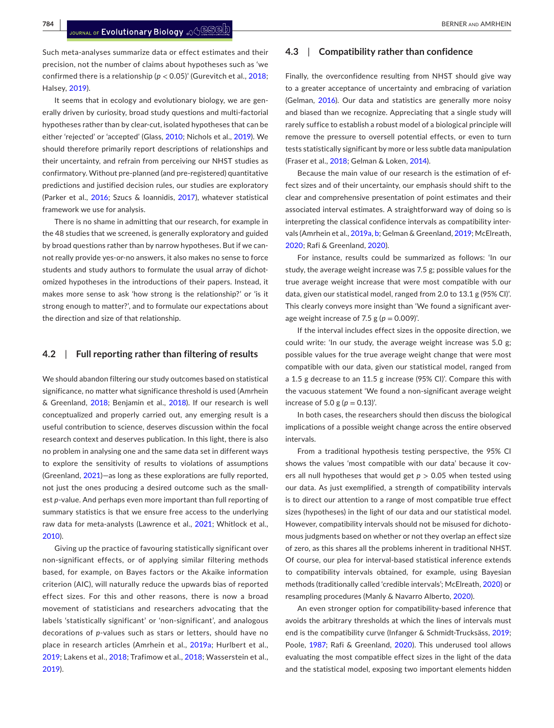Such meta-analyses summarize data or effect estimates and their precision, not the number of claims about hypotheses such as 'we confirmed there is a relationship ($p < 0.05$)' (Gurevitch et al., 2018; Halsey, 2019).

It seems that in ecology and evolutionary biology, we are generally driven by curiosity, broad study questions and multi-factorial hypotheses rather than by clear-cut, isolated hypotheses that can be either 'rejected' or 'accepted' (Glass, 2010; Nichols et al., 2019). We should therefore primarily report descriptions of relationships and their uncertainty, and refrain from perceiving our NHST studies as confirmatory. Without pre-planned (and pre-registered) quantitative predictions and justified decision rules, our studies are exploratory (Parker et al., 2016; Szucs & Ioannidis, 2017), whatever statistical framework we use for analysis.

There is no shame in admitting that our research, for example in the 48 studies that we screened, is generally exploratory and guided by broad questions rather than by narrow hypotheses. But if we cannot really provide yes-or-no answers, it also makes no sense to force students and study authors to formulate the usual array of dichotomized hypotheses in the introductions of their papers. Instead, it makes more sense to ask 'how strong is the relationship?' or 'is it strong enough to matter?', and to formulate our expectations about the direction and size of that relationship.

## 4.2 | Full reporting rather than filtering of results

We should abandon filtering our study outcomes based on statistical significance, no matter what significance threshold is used (Amrhein & Greenland, 2018; Benjamin et al., 2018). If our research is well conceptualized and properly carried out, any emerging result is a useful contribution to science, deserves discussion within the focal research context and deserves publication. In this light, there is also no problem in analysing one and the same data set in different ways to explore the sensitivity of results to violations of assumptions (Greenland, 2021)—as long as these explorations are fully reported, not just the ones producing a desired outcome such as the smallest *p*-value. And perhaps even more important than full reporting of summary statistics is that we ensure free access to the underlying raw data for meta-analysts (Lawrence et al., 2021; Whitlock et al., 2010).

Giving up the practice of favouring statistically significant over non-significant effects, or of applying similar filtering methods based, for example, on Bayes factors or the Akaike information criterion (AIC), will naturally reduce the upwards bias of reported effect sizes. For this and other reasons, there is now a broad movement of statisticians and researchers advocating that the labels 'statistically significant' or 'non-significant', and analogous decorations of *p*-values such as stars or letters, should have no place in research articles (Amrhein et al., 2019a; Hurlbert et al., 2019; Lakens et al., 2018; Trafimow et al., 2018; Wasserstein et al., 2019).

## 4.3 | Compatibility rather than confidence

Finally, the overconfidence resulting from NHST should give way to a greater acceptance of uncertainty and embracing of variation (Gelman, 2016). Our data and statistics are generally more noisy and biased than we recognize. Appreciating that a single study will rarely suffice to establish a robust model of a biological principle will remove the pressure to oversell potential effects, or even to turn tests statistically significant by more or less subtle data manipulation (Fraser et al., 2018; Gelman & Loken, 2014).

Because the main value of our research is the estimation of effect sizes and of their uncertainty, our emphasis should shift to the clear and comprehensive presentation of point estimates and their associated interval estimates. A straightforward way of doing so is interpreting the classical confidence intervals as compatibility intervals (Amrhein et al., 2019a, b; Gelman & Greenland, 2019; McElreath, 2020; Rafi & Greenland, 2020).

For instance, results could be summarized as follows: 'In our study, the average weight increase was 7.5 g; possible values for the true average weight increase that were most compatible with our data, given our statistical model, ranged from 2.0 to 13.1 g (95% CI)'. This clearly conveys more insight than 'We found a significant average weight increase of 7.5 g ($p = 0.009$)'.

If the interval includes effect sizes in the opposite direction, we could write: 'In our study, the average weight increase was 5.0 g; possible values for the true average weight change that were most compatible with our data, given our statistical model, ranged from a 1.5 g decrease to an 11.5 g increase (95% CI)'. Compare this with the vacuous statement 'We found a non-significant average weight increase of 5.0 g ($p = 0.13$)'.

In both cases, the researchers should then discuss the biological implications of a possible weight change across the entire observed intervals.

From a traditional hypothesis testing perspective, the 95% CI shows the values 'most compatible with our data' because it covers all null hypotheses that would get $p > 0.05$ when tested using our data. As just exemplified, a strength of compatibility intervals is to direct our attention to a range of most compatible true effect sizes (hypotheses) in the light of our data and our statistical model. However, compatibility intervals should not be misused for dichotomous judgments based on whether or not they overlap an effect size of zero, as this shares all the problems inherent in traditional NHST. Of course, our plea for interval-based statistical inference extends to compatibility intervals obtained, for example, using Bayesian methods (traditionally called 'credible intervals'; McElreath, 2020) or resampling procedures (Manly & Navarro Alberto, 2020).

An even stronger option for compatibility-based inference that avoids the arbitrary thresholds at which the lines of intervals must end is the compatibility curve (Infanger & Schmidt-Trucksäss, 2019; Poole, 1987; Rafi & Greenland, 2020). This underused tool allows evaluating the most compatible effect sizes in the light of the data and the statistical model, exposing two important elements hidden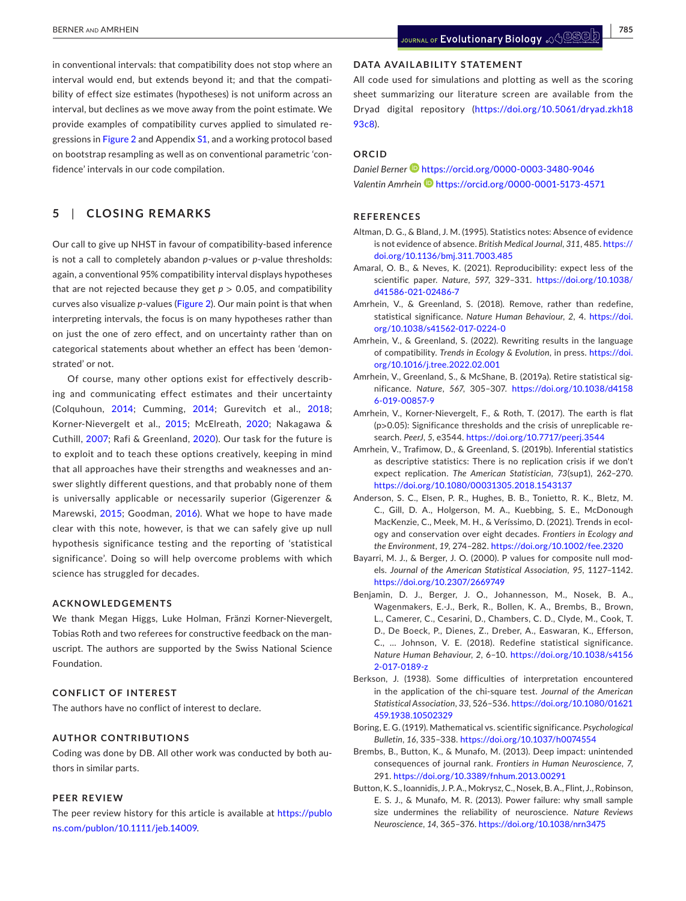in conventional intervals: that compatibility does not stop where an interval would end, but extends beyond it; and that the compatibility of effect size estimates (hypotheses) is not uniform across an interval, but declines as we move away from the point estimate. We provide examples of compatibility curves applied to simulated regressions in Figure 2 and Appendix S1, and a working protocol based on bootstrap resampling as well as on conventional parametric 'confidence' intervals in our code compilation.

## 5 | CLOSING REMARKS

Our call to give up NHST in favour of compatibility-based inference is not a call to completely abandon *p*-values or *p*-value thresholds: again, a conventional 95% compatibility interval displays hypotheses that are not rejected because they get $p > 0.05$, and compatibility curves also visualize *p*-values (Figure 2). Our main point is that when interpreting intervals, the focus is on many hypotheses rather than on just the one of zero effect, and on uncertainty rather than on categorical statements about whether an effect has been 'demonstrated' or not.

Of course, many other options exist for effectively describing and communicating effect estimates and their uncertainty (Colquhoun, 2014; Cumming, 2014; Gurevitch et al., 2018; Korner-Nievergelt et al., 2015; McElreath, 2020; Nakagawa & Cuthill, 2007; Rafi & Greenland, 2020). Our task for the future is to exploit and to teach these options creatively, keeping in mind that all approaches have their strengths and weaknesses and answer slightly different questions, and that probably none of them is universally applicable or necessarily superior (Gigerenzer & Marewski, 2015; Goodman, 2016). What we hope to have made clear with this note, however, is that we can safely give up null hypothesis significance testing and the reporting of 'statistical significance'. Doing so will help overcome problems with which science has struggled for decades.

### ACKNOWLEDGEMENTS

We thank Megan Higgs, Luke Holman, Fränzi Korner-Nievergelt, Tobias Roth and two referees for constructive feedback on the manuscript. The authors are supported by the Swiss National Science Foundation.

### CONFLICT OF INTEREST

The authors have no conflict of interest to declare.

### AUTHOR CONTRIBUTIONS

Coding was done by DB. All other work was conducted by both authors in similar parts.

### PEER REVIEW

The peer review history for this article is available at https://publons.com/publon/10.1111/jeb.14009.

### DATA AVAILABILITY STATEMENT

All code used for simulations and plotting as well as the scoring sheet summarizing our literature screen are available from the Dryad digital repository (https://doi.org/10.5061/dryad.zkh1893c8).

### ORCID

*Daniel Berner* https://orcid.org/0000-0003-3480-9046
*Valentin Amrhein* https://orcid.org/0000-0001-5173-4571

### REFERENCES

Altman, D. G., & Bland, J. M. (1995). Statistics notes: Absence of evidence is not evidence of absence. *British Medical Journal*, *311*, 485. https://doi.org/10.1136/bmj.311.7003.485

Amaral, O. B., & Neves, K. (2021). Reproducibility: expect less of the scientific paper. *Nature*, *597*, 329–331. https://doi.org/10.1038/d41586-021-02486-7

Amrhein, V., & Greenland, S. (2018). Remove, rather than redefine, statistical significance. *Nature Human Behaviour*, *2*, 4. https://doi.org/10.1038/s41562-017-0224-0

Amrhein, V., & Greenland, S. (2022). Rewriting results in the language of compatibility. *Trends in Ecology & Evolution*, in press. https://doi.org/10.1016/j.tree.2022.02.001

Amrhein, V., Greenland, S., & McShane, B. (2019a). Retire statistical significance. *Nature*, *567*, 305–307. https://doi.org/10.1038/d41586-019-00857-9

Amrhein, V., Korner-Nievergelt, F., & Roth, T. (2017). The earth is flat (p>0.05): Significance thresholds and the crisis of unreplicable research. *PeerJ*, *5*, e3544. https://doi.org/10.7717/peerj.3544

Amrhein, V., Trafimow, D., & Greenland, S. (2019b). Inferential statistics as descriptive statistics: There is no replication crisis if we don't expect replication. *The American Statistician*, *73*(sup1), 262–270. https://doi.org/10.1080/00031305.2018.1543137

Anderson, S. C., Elsen, P. R., Hughes, B. B., Tonietto, R. K., Bletz, M. C., Gill, D. A., Holgerson, M. A., Kuebbing, S. E., McDonough MacKenzie, C., Meek, M. H., & Veríssimo, D. (2021). Trends in ecology and conservation over eight decades. *Frontiers in Ecology and the Environment*, *19*, 274–282. https://doi.org/10.1002/fee.2320

Bayarri, M. J., & Berger, J. O. (2000). P values for composite null models. *Journal of the American Statistical Association*, *95*, 1127–1142. https://doi.org/10.2307/2669749

Benjamin, D. J., Berger, J. O., Johannesson, M., Nosek, B. A., Wagenmakers, E.-J., Berk, R., Bollen, K. A., Brembs, B., Brown, L., Camerer, C., Cesarini, D., Chambers, C. D., Clyde, M., Cook, T. D., De Boeck, P., Dienes, Z., Dreber, A., Easwaran, K., Efferson, C., … Johnson, V. E. (2018). Redefine statistical significance. *Nature Human Behaviour*, *2*, 6–10. https://doi.org/10.1038/s41562-017-0189-z

Berkson, J. (1938). Some difficulties of interpretation encountered in the application of the chi-square test. *Journal of the American Statistical Association*, *33*, 526–536. https://doi.org/10.1080/01621459.1938.10502329

Boring, E. G. (1919). Mathematical vs. scientific significance. *Psychological Bulletin*, *16*, 335–338. https://doi.org/10.1037/h0074554

Brembs, B., Button, K., & Munafo, M. (2013). Deep impact: unintended consequences of journal rank. *Frontiers in Human Neuroscience*, *7*, 291. https://doi.org/10.3389/fnhum.2013.00291

Button, K. S., Ioannidis, J. P. A., Mokrysz, C., Nosek, B. A., Flint, J., Robinson, E. S. J., & Munafo, M. R. (2013). Power failure: why small sample size undermines the reliability of neuroscience. *Nature Reviews Neuroscience*, *14*, 365–376. https://doi.org/10.1038/nrn3475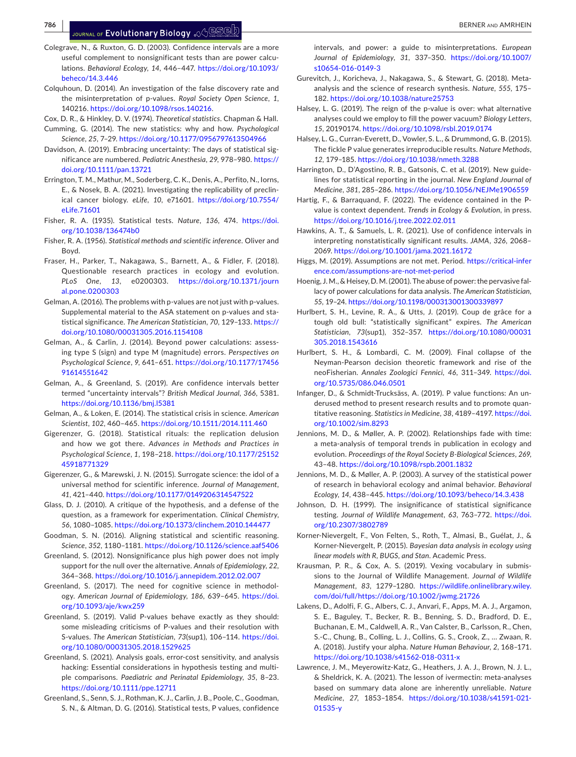Colegrave, N., & Ruxton, G. D. (2003). Confidence intervals are a more useful complement to nonsignificant tests than are power calculations. *Behavioral Ecology*, *14*, 446–447. https://doi.org/10.1093/beheco/14.3.446

Colquhoun, D. (2014). An investigation of the false discovery rate and the misinterpretation of p-values. *Royal Society Open Science*, *1*, 140216. https://doi.org/10.1098/rsos.140216.

Cox, D. R., & Hinkley, D. V. (1974). *Theoretical statistics*. Chapman & Hall.

Cumming, G. (2014). The new statistics: why and how. *Psychological Science*, *25*, 7–29. https://doi.org/10.1177/0956797613504966

Davidson, A. (2019). Embracing uncertainty: The days of statistical significance are numbered. *Pediatric Anesthesia*, *29*, 978–980. https://doi.org/10.1111/pan.13721

Errington, T. M., Mathur, M., Soderberg, C. K., Denis, A., Perfito, N., Iorns, E., & Nosek, B. A. (2021). Investigating the replicability of preclinical cancer biology. *eLife*, *10*, e71601. https://doi.org/10.7554/eLife.71601

Fisher, R. A. (1935). Statistical tests. *Nature*, *136*, 474. https://doi.org/10.1038/136474b0

Fisher, R. A. (1956). *Statistical methods and scientific inference*. Oliver and Boyd.

Fraser, H., Parker, T., Nakagawa, S., Barnett, A., & Fidler, F. (2018). Questionable research practices in ecology and evolution. *PLoS One*, *13*, e0200303. https://doi.org/10.1371/journal.pone.0200303

Gelman, A. (2016). The problems with p-values are not just with p-values. Supplemental material to the ASA statement on p-values and statistical significance. *The American Statistician*, *70*, 129–133. https://doi.org/10.1080/00031305.2016.1154108

Gelman, A., & Carlin, J. (2014). Beyond power calculations: assessing type S (sign) and type M (magnitude) errors. *Perspectives on Psychological Science*, *9*, 641–651. https://doi.org/10.1177/1745691614551642

Gelman, A., & Greenland, S. (2019). Are confidence intervals better termed "uncertainty intervals"? *British Medical Journal*, *366*, 5381. https://doi.org/10.1136/bmj.l5381

Gelman, A., & Loken, E. (2014). The statistical crisis in science. *American Scientist*, *102*, 460–465. https://doi.org/10.1511/2014.111.460

Gigerenzer, G. (2018). Statistical rituals: the replication delusion and how we got there. *Advances in Methods and Practices in Psychological Science*, *1*, 198–218. https://doi.org/10.1177/2515245918771329

Gigerenzer, G., & Marewski, J. N. (2015). Surrogate science: the idol of a universal method for scientific inference. *Journal of Management*, *41*, 421–440. https://doi.org/10.1177/0149206314547522

Glass, D. J. (2010). A critique of the hypothesis, and a defense of the question, as a framework for experimentation. *Clinical Chemistry*, *56*, 1080–1085. https://doi.org/10.1373/clinchem.2010.144477

Goodman, S. N. (2016). Aligning statistical and scientific reasoning. *Science*, *352*, 1180–1181. https://doi.org/10.1126/science.aaf5406

Greenland, S. (2012). Nonsignificance plus high power does not imply support for the null over the alternative. *Annals of Epidemiology*, *22*, 364–368. https://doi.org/10.1016/j.annepidem.2012.02.007

Greenland, S. (2017). The need for cognitive science in methodology. *American Journal of Epidemiology*, *186*, 639–645. https://doi.org/10.1093/aje/kwx259

Greenland, S. (2019). Valid P-values behave exactly as they should: some misleading criticisms of P-values and their resolution with S-values. *The American Statistician*, *73*(sup1), 106–114. https://doi.org/10.1080/00031305.2018.1529625

Greenland, S. (2021). Analysis goals, error-cost sensitivity, and analysis hacking: Essential considerations in hypothesis testing and multiple comparisons. *Paediatric and Perinatal Epidemiology*, *35*, 8–23. https://doi.org/10.1111/ppe.12711

Greenland, S., Senn, S. J., Rothman, K. J., Carlin, J. B., Poole, C., Goodman, S. N., & Altman, D. G. (2016). Statistical tests, P values, confidence intervals, and power: a guide to misinterpretations. *European Journal of Epidemiology*, *31*, 337–350. https://doi.org/10.1007/s10654-016-0149-3

Gurevitch, J., Koricheva, J., Nakagawa, S., & Stewart, G. (2018). Meta-analysis and the science of research synthesis. *Nature*, *555*, 175–182. https://doi.org/10.1038/nature25753

Halsey, L. G. (2019). The reign of the p-value is over: what alternative analyses could we employ to fill the power vacuum? *Biology Letters*, *15*, 20190174. https://doi.org/10.1098/rsbl.2019.0174

Halsey, L. G., Curran-Everett, D., Vowler, S. L., & Drummond, G. B. (2015). The fickle P value generates irreproducible results. *Nature Methods*, *12*, 179–185. https://doi.org/10.1038/nmeth.3288

Harrington, D., D'Agostino, R. B., Gatsonis, C. et al. (2019). New guidelines for statistical reporting in the journal. *New England Journal of Medicine*, *381*, 285–286. https://doi.org/10.1056/NEJMe1906559

Hartig, F., & Barraquand, F. (2022). The evidence contained in the P-value is context dependent. *Trends in Ecology & Evolution*, in press. https://doi.org/10.1016/j.tree.2022.02.011

Hawkins, A. T., & Samuels, L. R. (2021). Use of confidence intervals in interpreting nonstatistically significant results. *JAMA*, *326*, 2068–2069. https://doi.org/10.1001/jama.2021.16172

Higgs, M. (2019). Assumptions are not met. Period. https://critical-inference.com/assumptions-are-not-met-period

Hoenig, J. M., & Heisey, D. M. (2001). The abuse of power: the pervasive fallacy of power calculations for data analysis. *The American Statistician*, *55*, 19–24. https://doi.org/10.1198/000313001300339897

Hurlbert, S. H., Levine, R. A., & Utts, J. (2019). Coup de grâce for a tough old bull: "statistically significant" expires. *The American Statistician*, *73*(sup1), 352–357. https://doi.org/10.1080/00031305.2018.1543616

Hurlbert, S. H., & Lombardi, C. M. (2009). Final collapse of the Neyman-Pearson decision theoretic framework and rise of the neoFisherian. *Annales Zoologici Fennici*, *46*, 311–349. https://doi.org/10.5735/086.046.0501

Infanger, D., & Schmidt-Trucksäss, A. (2019). P value functions: An underused method to present research results and to promote quantitative reasoning. *Statistics in Medicine*, *38*, 4189–4197. https://doi.org/10.1002/sim.8293

Jennions, M. D., & Møller, A. P. (2002). Relationships fade with time: a meta-analysis of temporal trends in publication in ecology and evolution. *Proceedings of the Royal Society B-Biological Sciences*, *269*, 43–48. https://doi.org/10.1098/rspb.2001.1832

Jennions, M. D., & Møller, A. P. (2003). A survey of the statistical power of research in behavioral ecology and animal behavior. *Behavioral Ecology*, *14*, 438–445. https://doi.org/10.1093/beheco/14.3.438

Johnson, D. H. (1999). The insignificance of statistical significance testing. *Journal of Wildlife Management*, *63*, 763–772. https://doi.org/10.2307/3802789

Korner-Nievergelt, F., Von Felten, S., Roth, T., Almasi, B., Guélat, J., & Korner-Nievergelt, P. (2015). *Bayesian data analysis in ecology using linear models with R, BUGS, and Stan*. Academic Press.

Krausman, P. R., & Cox, A. S. (2019). Vexing vocabulary in submissions to the Journal of Wildlife Management. *Journal of Wildlife Management*, *83*, 1279–1280. https://wildlife.onlinelibrary.wiley.com/doi/full/https://doi.org/10.1002/jwmg.21726

Lakens, D., Adolfi, F. G., Albers, C. J., Anvari, F., Apps, M. A. J., Argamon, S. E., Baguley, T., Becker, R. B., Benning, S. D., Bradford, D. E., Buchanan, E. M., Caldwell, A. R., Van Calster, B., Carlsson, R., Chen, S.-C., Chung, B., Colling, L. J., Collins, G. S., Crook, Z., … Zwaan, R. A. (2018). Justify your alpha. *Nature Human Behaviour*, *2*, 168–171. https://doi.org/10.1038/s41562-018-0311-x

Lawrence, J. M., Meyerowitz-Katz, G., Heathers, J. A. J., Brown, N. J. L., & Sheldrick, K. A. (2021). The lesson of ivermectin: meta-analyses based on summary data alone are inherently unreliable. *Nature Medicine*, *27*, 1853–1854. https://doi.org/10.1038/s41591-021-01535-y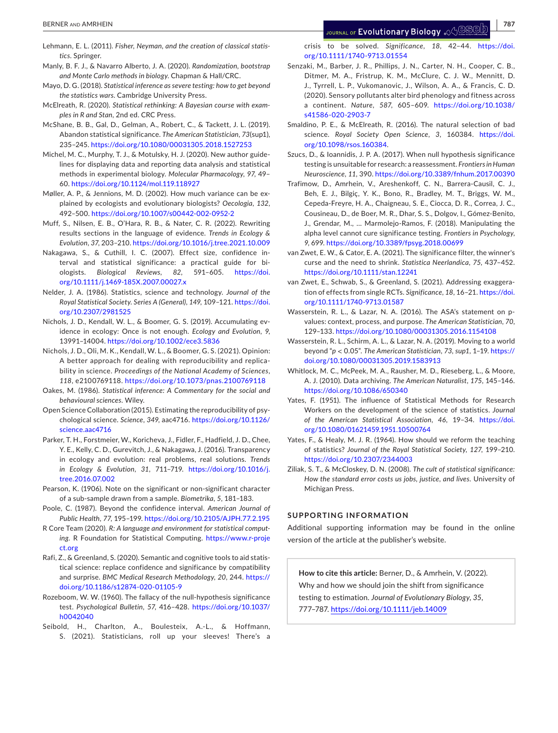Lehmann, E. L. (2011). *Fisher, Neyman, and the creation of classical statistics*. Springer.

Manly, B. F. J., & Navarro Alberto, J. A. (2020). *Randomization, bootstrap and Monte Carlo methods in biology*. Chapman & Hall/CRC.

Mayo, D. G. (2018). *Statistical inference as severe testing: how to get beyond the statistics wars*. Cambridge University Press.

McElreath, R. (2020). *Statistical rethinking: A Bayesian course with examples in R and Stan*, 2nd ed. CRC Press.

McShane, B. B., Gal, D., Gelman, A., Robert, C., & Tackett, J. L. (2019). Abandon statistical significance. *The American Statistician*, *73*(sup1), 235–245. https://doi.org/10.1080/00031305.2018.1527253

Michel, M. C., Murphy, T. J., & Motulsky, H. J. (2020). New author guidelines for displaying data and reporting data analysis and statistical methods in experimental biology. *Molecular Pharmacology*, *97*, 49–60. https://doi.org/10.1124/mol.119.118927

Møller, A. P., & Jennions, M. D. (2002). How much variance can be explained by ecologists and evolutionary biologists? *Oecologia*, *132*, 492–500. https://doi.org/10.1007/s00442-002-0952-2

Muff, S., Nilsen, E. B., O'Hara, R. B., & Nater, C. R. (2022). Rewriting results sections in the language of evidence. *Trends in Ecology & Evolution*, *37*, 203–210. https://doi.org/10.1016/j.tree.2021.10.009

Nakagawa, S., & Cuthill, I. C. (2007). Effect size, confidence interval and statistical significance: a practical guide for biologists. *Biological Reviews*, *82*, 591–605. https://doi.org/10.1111/j.1469-185X.2007.00027.x

Nelder, J. A. (1986). Statistics, science and technology. *Journal of the Royal Statistical Society. Series A (General)*, *149*, 109–121. https://doi.org/10.2307/2981525

Nichols, J. D., Kendall, W. L., & Boomer, G. S. (2019). Accumulating evidence in ecology: Once is not enough. *Ecology and Evolution*, *9*, 13991–14004. https://doi.org/10.1002/ece3.5836

Nichols, J. D., Oli, M. K., Kendall, W. L., & Boomer, G. S. (2021). Opinion: A better approach for dealing with reproducibility and replicability in science. *Proceedings of the National Academy of Sciences*, *118*, e2100769118. https://doi.org/10.1073/pnas.2100769118

Oakes, M. (1986). *Statistical inference: A Commentary for the social and behavioural sciences*. Wiley.

Open Science Collaboration (2015). Estimating the reproducibility of psychological science. *Science*, *349*, aac4716. https://doi.org/10.1126/science.aac4716

Parker, T. H., Forstmeier, W., Koricheva, J., Fidler, F., Hadfield, J. D., Chee, Y. E., Kelly, C. D., Gurevitch, J., & Nakagawa, J. (2016). Transparency in ecology and evolution: real problems, real solutions. *Trends in Ecology & Evolution*, *31*, 711–719. https://doi.org/10.1016/j.tree.2016.07.002

Pearson, K. (1906). Note on the significant or non-significant character of a sub-sample drawn from a sample. *Biometrika*, *5*, 181–183.

Poole, C. (1987). Beyond the confidence interval. *American Journal of Public Health*, *77*, 195–199. https://doi.org/10.2105/AJPH.77.2.195

R Core Team (2020). *R: A language and environment for statistical computing*. R Foundation for Statistical Computing. https://www.r-project.org

Rafi, Z., & Greenland, S. (2020). Semantic and cognitive tools to aid statistical science: replace confidence and significance by compatibility and surprise. *BMC Medical Research Methodology*, *20*, 244. https://doi.org/10.1186/s12874-020-01105-9

Rozeboom, W. W. (1960). The fallacy of the null-hypothesis significance test. *Psychological Bulletin*, *57*, 416–428. https://doi.org/10.1037/h0042040

Seibold, H., Charlton, A., Boulesteix, A.-L., & Hoffmann, S. (2021). Statisticians, roll up your sleeves! There's a crisis to be solved. *Significance*, *18*, 42–44. https://doi.org/10.1111/1740-9713.01554

Senzaki, M., Barber, J. R., Phillips, J. N., Carter, N. H., Cooper, C. B., Ditmer, M. A., Fristrup, K. M., McClure, C. J. W., Mennitt, D. J., Tyrrell, L. P., Vukomanovic, J., Wilson, A. A., & Francis, C. D. (2020). Sensory pollutants alter bird phenology and fitness across a continent. *Nature*, *587*, 605–609. https://doi.org/10.1038/s41586-020-2903-7

Smaldino, P. E., & McElreath, R. (2016). The natural selection of bad science. *Royal Society Open Science*, *3*, 160384. https://doi.org/10.1098/rsos.160384.

Szucs, D., & Ioannidis, J. P. A. (2017). When null hypothesis significance testing is unsuitable for research: a reassessment. *Frontiers in Human Neuroscience*, *11*, 390. https://doi.org/10.3389/fnhum.2017.00390

Trafimow, D., Amrhein, V., Areshenkoff, C. N., Barrera-Causil, C. J., Beh, E. J., Bilgiç, Y. K., Bono, R., Bradley, M. T., Briggs, W. M., Cepeda-Freyre, H. A., Chaigneau, S. E., Ciocca, D. R., Correa, J. C., Cousineau, D., de Boer, M. R., Dhar, S. S., Dolgov, I., Gómez-Benito, J., Grendar, M., … Marmolejo-Ramos, F. (2018). Manipulating the alpha level cannot cure significance testing. *Frontiers in Psychology*, *9*, 699. https://doi.org/10.3389/fpsyg.2018.00699

van Zwet, E. W., & Cator, E. A. (2021). The significance filter, the winner's curse and the need to shrink. *Statistica Neerlandica*, *75*, 437–452. https://doi.org/10.1111/stan.12241

van Zwet, E., Schwab, S., & Greenland, S. (2021). Addressing exaggeration of effects from single RCTs. *Significance*, *18*, 16–21. https://doi.org/10.1111/1740-9713.01587

Wasserstein, R. L., & Lazar, N. A. (2016). The ASA's statement on p-values: context, process, and purpose. *The American Statistician*, *70*, 129–133. https://doi.org/10.1080/00031305.2016.1154108

Wasserstein, R. L., Schirm, A. L., & Lazar, N. A. (2019). Moving to a world beyond "$p < 0.05$". *The American Statistician*, *73*, *sup1*, 1–19. https://doi.org/10.1080/00031305.2019.1583913

Whitlock, M. C., McPeek, M. A., Rausher, M. D., Rieseberg, L., & Moore, A. J. (2010). Data archiving. *The American Naturalist*, *175*, 145–146. https://doi.org/10.1086/650340

Yates, F. (1951). The influence of Statistical Methods for Research Workers on the development of the science of statistics. *Journal of the American Statistical Association*, *46*, 19–34. https://doi.org/10.1080/01621459.1951.10500764

Yates, F., & Healy, M. J. R. (1964). How should we reform the teaching of statistics? *Journal of the Royal Statistical Society*, *127*, 199–210. https://doi.org/10.2307/2344003

Ziliak, S. T., & McCloskey, D. N. (2008). *The cult of statistical significance: How the standard error costs us jobs, justice, and lives*. University of Michigan Press.

## SUPPORTING INFORMATION

Additional supporting information may be found in the online version of the article at the publisher's website.

**How to cite this article:** Berner, D., & Amrhein, V. (2022). Why and how we should join the shift from significance testing to estimation. *Journal of Evolutionary Biology*, *35*, 777–787. https://doi.org/10.1111/jeb.14009